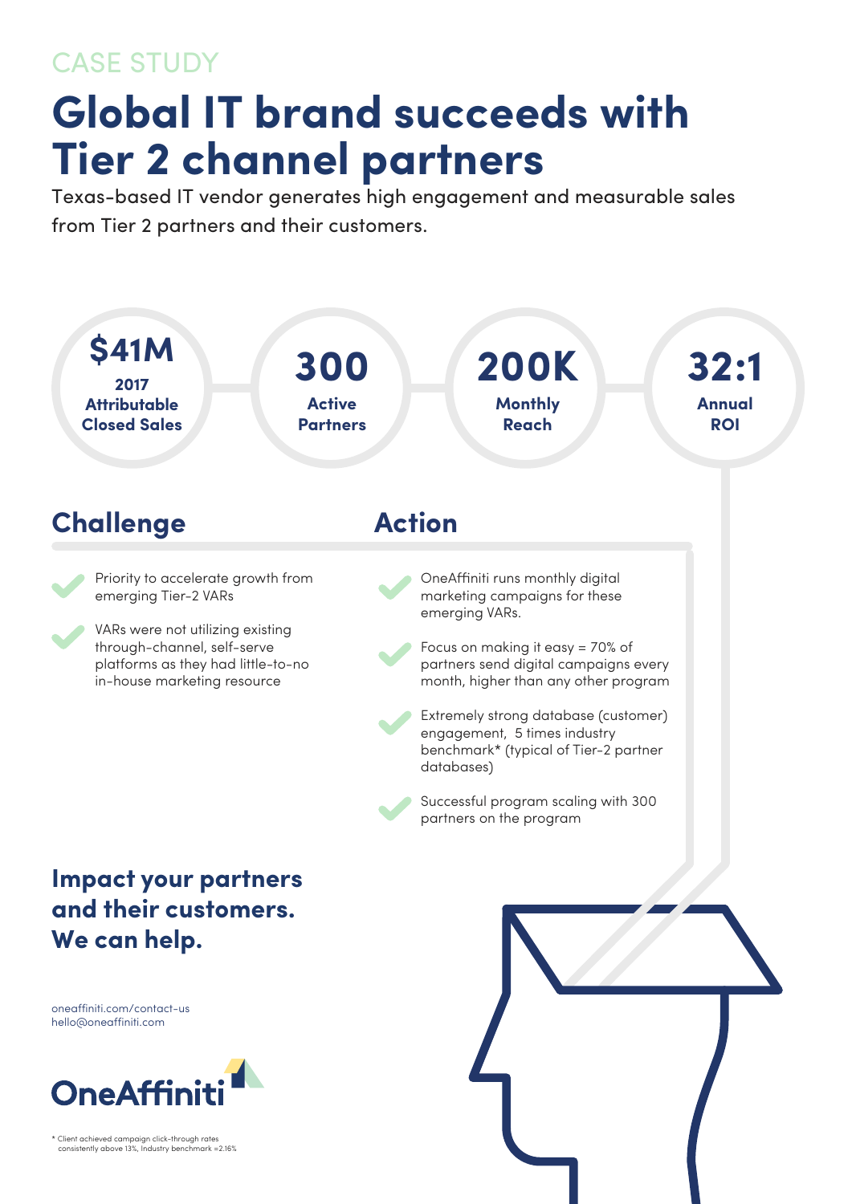CASE STUDY

# Global IT brand succeeds with Tier 2 channel partners

Texas-based IT vendor generates high engagement and measurable sales from Tier 2 partners and their customers.

**$41M**
**2017 Attributable Closed Sales**

**300**
**Active Partners**

**200K**
**Monthly Reach**

**32:1**
**Annual ROI**

## Challenge

- Priority to accelerate growth from emerging Tier-2 VARs
- VARs were not utilizing existing through-channel, self-serve platforms as they had little-to-no in-house marketing resource

## Action

- OneAffiniti runs monthly digital marketing campaigns for these emerging VARs.
- Focus on making it easy = 70% of partners send digital campaigns every month, higher than any other program
- Extremely strong database (customer) engagement, 5 times industry benchmark* (typical of Tier-2 partner databases)
- Successful program scaling with 300 partners on the program

## Impact your partners and their customers. We can help.

oneaffiniti.com/contact-us
hello@oneaffiniti.com

OneAffiniti

* Client achieved campaign click-through rates consistently above 13%, Industry benchmark =2.16%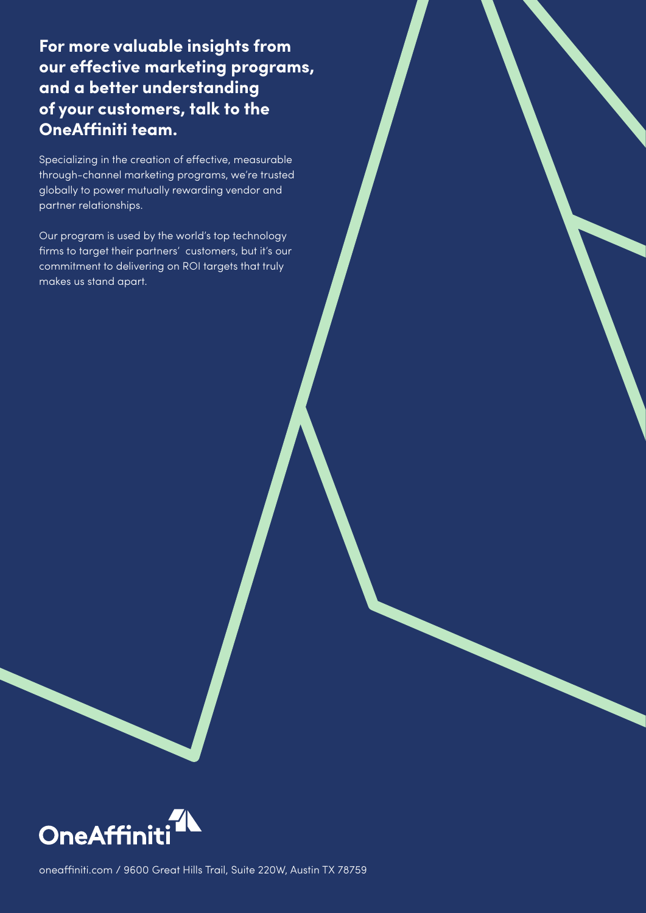## For more valuable insights from our effective marketing programs, and a better understanding of your customers, talk to the OneAffiniti team.

Specializing in the creation of effective, measurable through-channel marketing programs, we're trusted globally to power mutually rewarding vendor and partner relationships.

Our program is used by the world's top technology firms to target their partners' customers, but it's our commitment to delivering on ROI targets that truly makes us stand apart.

OneAffiniti

oneaffiniti.com / 9600 Great Hills Trail, Suite 220W, Austin TX 78759